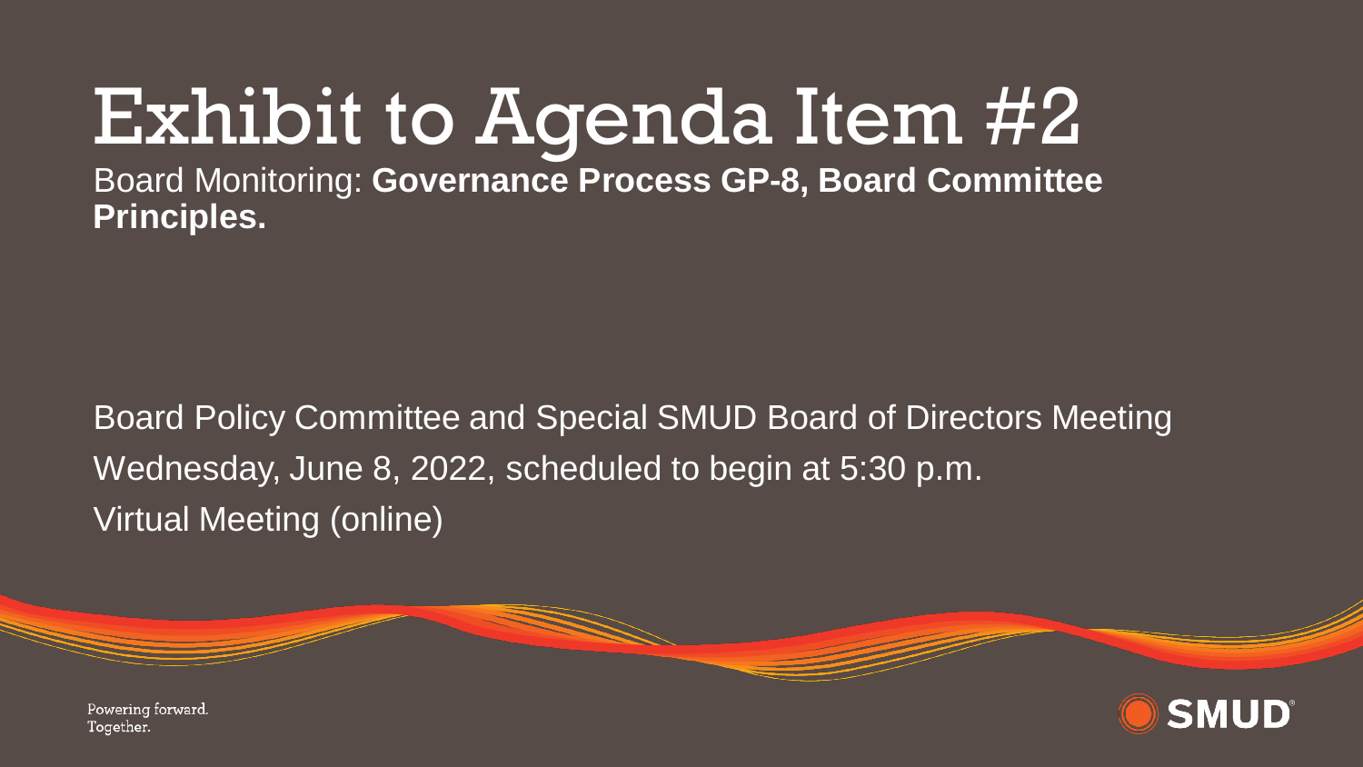# Exhibit to Agenda Item #2

Board Monitoring: **Governance Process GP-8, Board Committee Principles.**

Board Policy Committee and Special SMUD Board of Directors Meeting

Wednesday, June 8, 2022, scheduled to begin at 5:30 p.m.

Virtual Meeting (online)

Powering forward.
Together.

SMUD®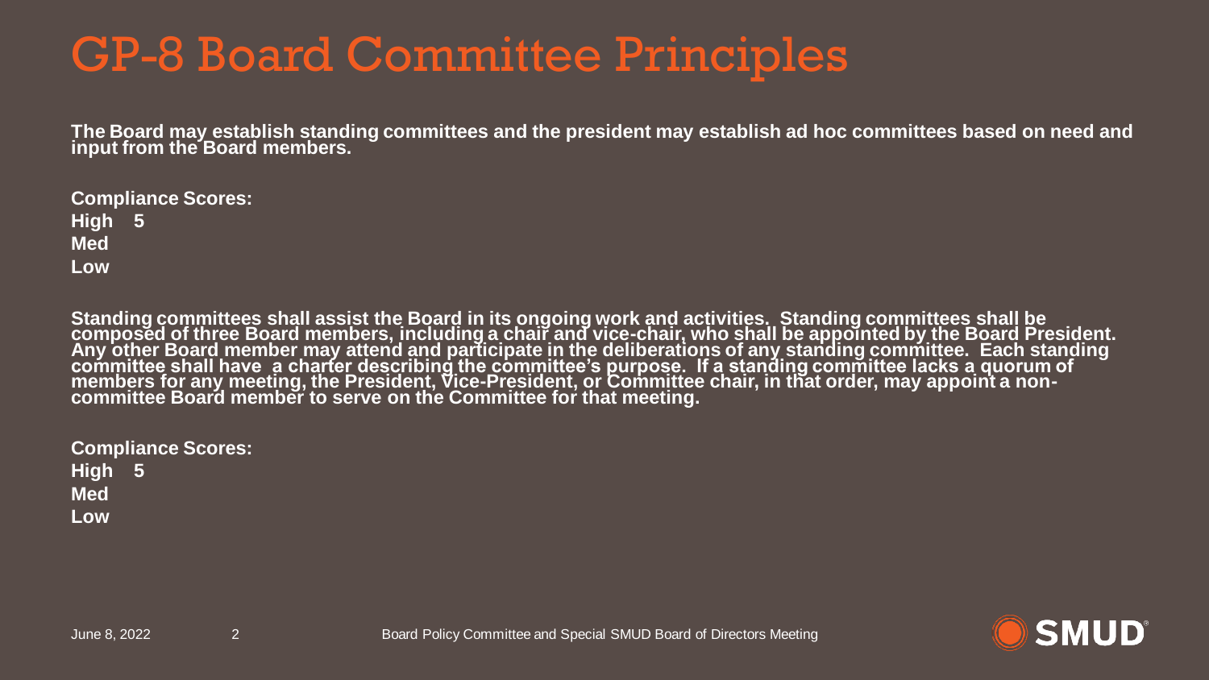# GP-8 Board Committee Principles

**The Board may establish standing committees and the president may establish ad hoc committees based on need and input from the Board members.**

**Compliance Scores:**
**High 5**
**Med**
**Low**

**Standing committees shall assist the Board in its ongoing work and activities. Standing committees shall be composed of three Board members, including a chair and vice-chair, who shall be appointed by the Board President. Any other Board member may attend and participate in the deliberations of any standing committee. Each standing committee shall have a charter describing the committee's purpose. If a standing committee lacks a quorum of members for any meeting, the President, Vice-President, or Committee chair, in that order, may appoint a non-committee Board member to serve on the Committee for that meeting.**

**Compliance Scores:**
**High 5**
**Med**
**Low**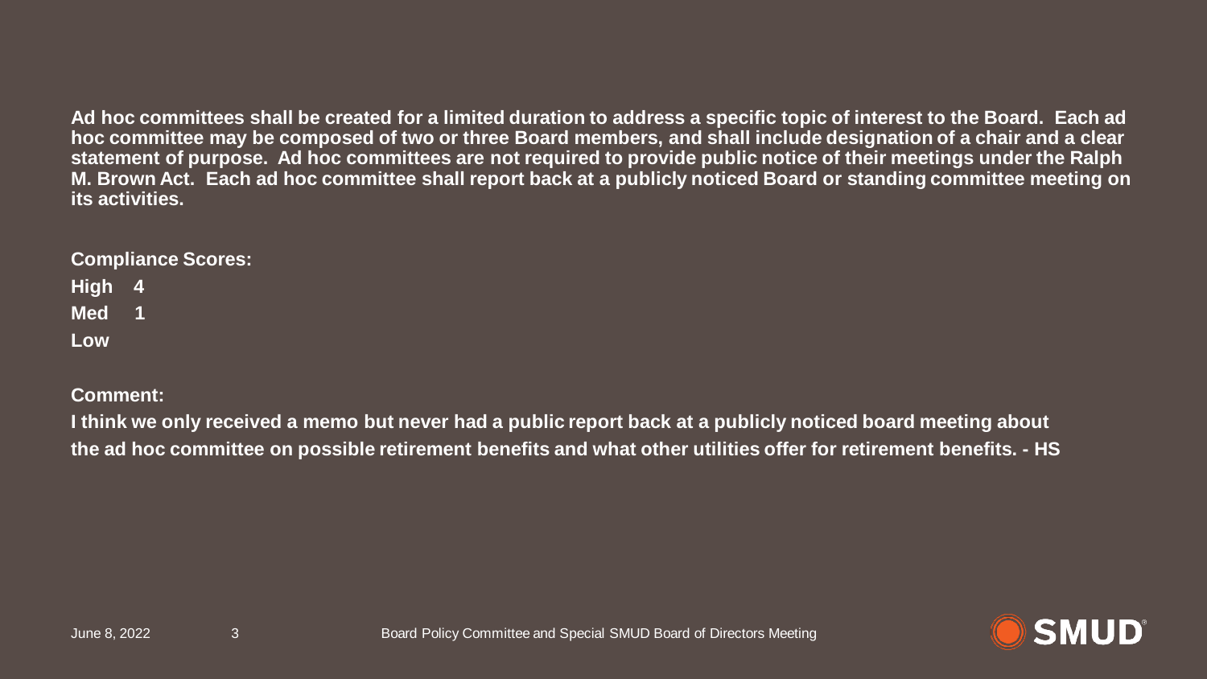**Ad hoc committees shall be created for a limited duration to address a specific topic of interest to the Board. Each ad hoc committee may be composed of two or three Board members, and shall include designation of a chair and a clear statement of purpose. Ad hoc committees are not required to provide public notice of their meetings under the Ralph M. Brown Act. Each ad hoc committee shall report back at a publicly noticed Board or standing committee meeting on its activities.**

**Compliance Scores:**

**High 4**

**Med 1**

**Low**

**Comment:**

**I think we only received a memo but never had a public report back at a publicly noticed board meeting about the ad hoc committee on possible retirement benefits and what other utilities offer for retirement benefits. - HS**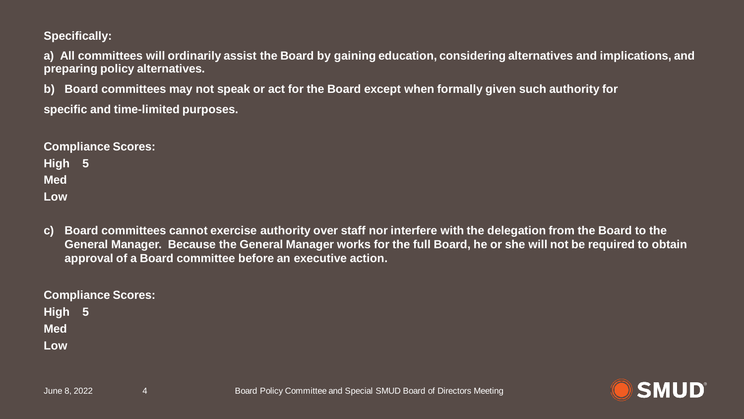**Specifically:**

**a) All committees will ordinarily assist the Board by gaining education, considering alternatives and implications, and preparing policy alternatives.**

**b) Board committees may not speak or act for the Board except when formally given such authority for specific and time-limited purposes.**

**Compliance Scores:**

| | |
|---|---|
| **High** | **5** |
| **Med** | |
| **Low** | |

**c) Board committees cannot exercise authority over staff nor interfere with the delegation from the Board to the General Manager. Because the General Manager works for the full Board, he or she will not be required to obtain approval of a Board committee before an executive action.**

**Compliance Scores:**

| | |
|---|---|
| **High** | **5** |
| **Med** | |
| **Low** | |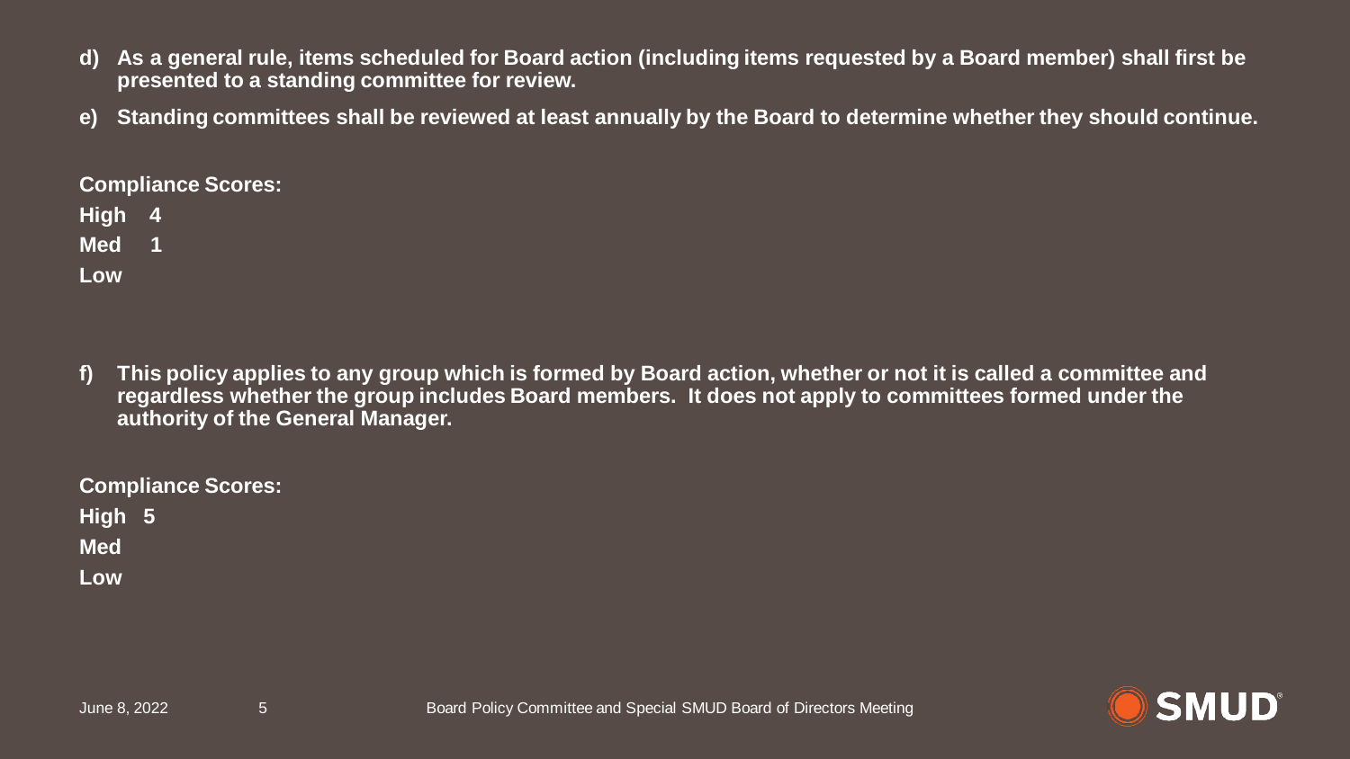**d) As a general rule, items scheduled for Board action (including items requested by a Board member) shall first be presented to a standing committee for review.**

**e) Standing committees shall be reviewed at least annually by the Board to determine whether they should continue.**

**Compliance Scores:**

**High 4**

**Med 1**

**Low**

**f) This policy applies to any group which is formed by Board action, whether or not it is called a committee and regardless whether the group includes Board members. It does not apply to committees formed under the authority of the General Manager.**

**Compliance Scores:**

**High 5**

**Med**

**Low**